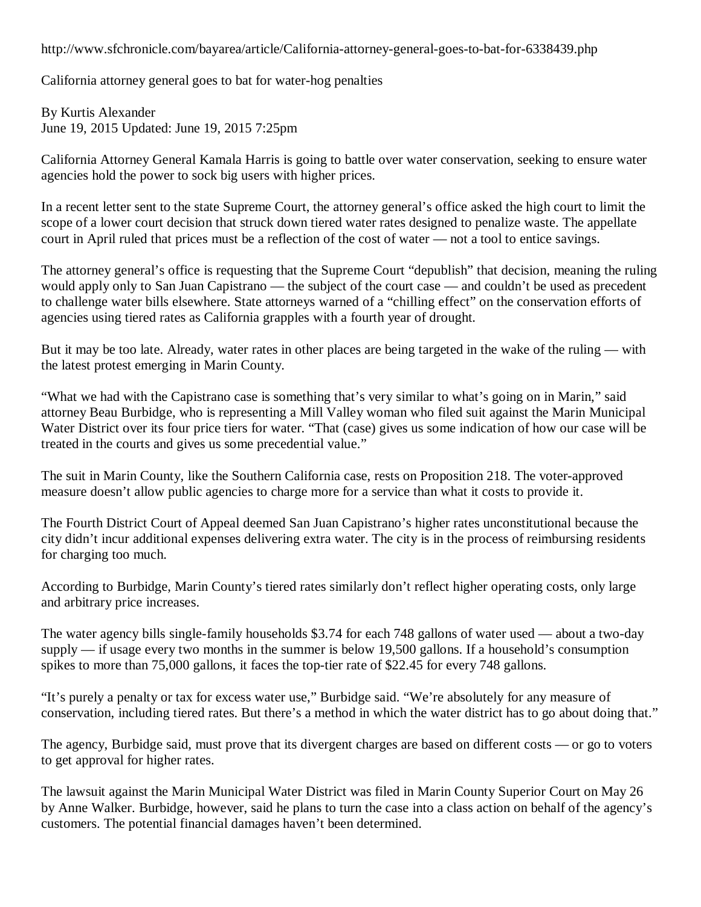http://www.sfchronicle.com/bayarea/article/California-attorney-general-goes-to-bat-for-6338439.php

# California attorney general goes to bat for water-hog penalties

By Kurtis Alexander
June 19, 2015 Updated: June 19, 2015 7:25pm

California Attorney General Kamala Harris is going to battle over water conservation, seeking to ensure water agencies hold the power to sock big users with higher prices.

In a recent letter sent to the state Supreme Court, the attorney general's office asked the high court to limit the scope of a lower court decision that struck down tiered water rates designed to penalize waste. The appellate court in April ruled that prices must be a reflection of the cost of water — not a tool to entice savings.

The attorney general's office is requesting that the Supreme Court "depublish" that decision, meaning the ruling would apply only to San Juan Capistrano — the subject of the court case — and couldn't be used as precedent to challenge water bills elsewhere. State attorneys warned of a "chilling effect" on the conservation efforts of agencies using tiered rates as California grapples with a fourth year of drought.

But it may be too late. Already, water rates in other places are being targeted in the wake of the ruling — with the latest protest emerging in Marin County.

"What we had with the Capistrano case is something that's very similar to what's going on in Marin," said attorney Beau Burbidge, who is representing a Mill Valley woman who filed suit against the Marin Municipal Water District over its four price tiers for water. "That (case) gives us some indication of how our case will be treated in the courts and gives us some precedential value."

The suit in Marin County, like the Southern California case, rests on Proposition 218. The voter-approved measure doesn't allow public agencies to charge more for a service than what it costs to provide it.

The Fourth District Court of Appeal deemed San Juan Capistrano's higher rates unconstitutional because the city didn't incur additional expenses delivering extra water. The city is in the process of reimbursing residents for charging too much.

According to Burbidge, Marin County's tiered rates similarly don't reflect higher operating costs, only large and arbitrary price increases.

The water agency bills single-family households $3.74 for each 748 gallons of water used — about a two-day supply — if usage every two months in the summer is below 19,500 gallons. If a household's consumption spikes to more than 75,000 gallons, it faces the top-tier rate of $22.45 for every 748 gallons.

"It's purely a penalty or tax for excess water use," Burbidge said. "We're absolutely for any measure of conservation, including tiered rates. But there's a method in which the water district has to go about doing that."

The agency, Burbidge said, must prove that its divergent charges are based on different costs — or go to voters to get approval for higher rates.

The lawsuit against the Marin Municipal Water District was filed in Marin County Superior Court on May 26 by Anne Walker. Burbidge, however, said he plans to turn the case into a class action on behalf of the agency's customers. The potential financial damages haven't been determined.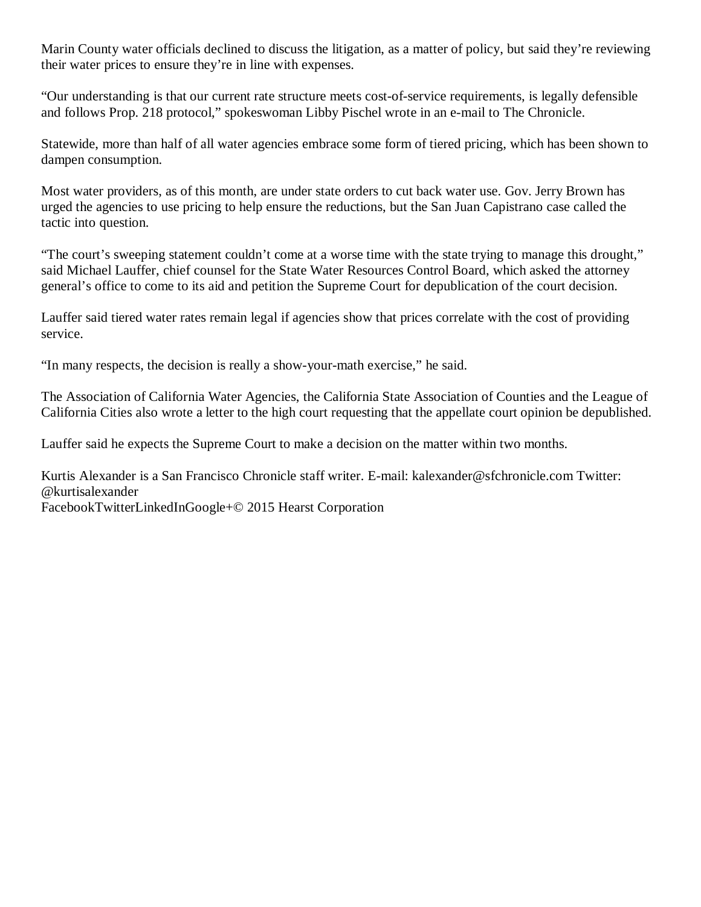Marin County water officials declined to discuss the litigation, as a matter of policy, but said they're reviewing their water prices to ensure they're in line with expenses.

"Our understanding is that our current rate structure meets cost-of-service requirements, is legally defensible and follows Prop. 218 protocol," spokeswoman Libby Pischel wrote in an e-mail to The Chronicle.

Statewide, more than half of all water agencies embrace some form of tiered pricing, which has been shown to dampen consumption.

Most water providers, as of this month, are under state orders to cut back water use. Gov. Jerry Brown has urged the agencies to use pricing to help ensure the reductions, but the San Juan Capistrano case called the tactic into question.

"The court's sweeping statement couldn't come at a worse time with the state trying to manage this drought," said Michael Lauffer, chief counsel for the State Water Resources Control Board, which asked the attorney general's office to come to its aid and petition the Supreme Court for depublication of the court decision.

Lauffer said tiered water rates remain legal if agencies show that prices correlate with the cost of providing service.

"In many respects, the decision is really a show-your-math exercise," he said.

The Association of California Water Agencies, the California State Association of Counties and the League of California Cities also wrote a letter to the high court requesting that the appellate court opinion be depublished.

Lauffer said he expects the Supreme Court to make a decision on the matter within two months.

Kurtis Alexander is a San Francisco Chronicle staff writer. E-mail: kalexander@sfchronicle.com Twitter: @kurtisalexander
FacebookTwitterLinkedInGoogle+© 2015 Hearst Corporation